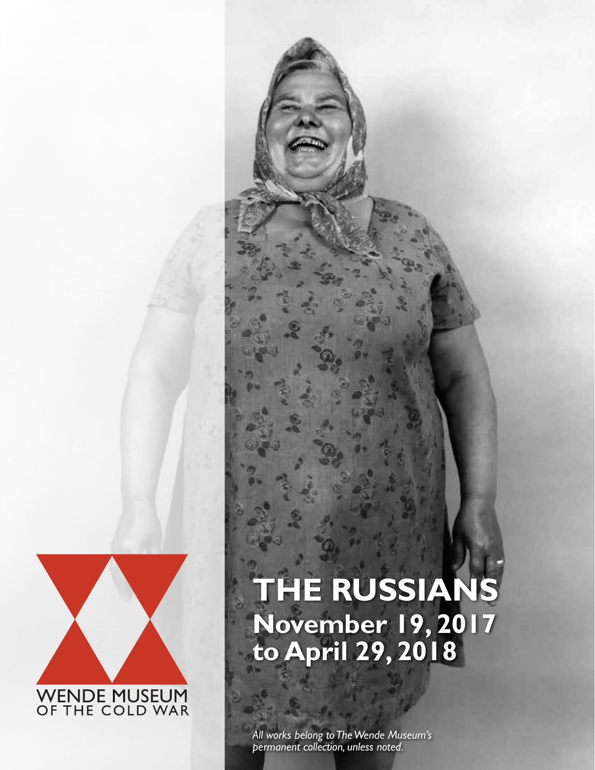WENDE MUSEUM
OF THE COLD WAR

# THE RUSSIANS
## November 19, 2017 to April 29, 2018

*All works belong to The Wende Museum's permanent collection, unless noted.*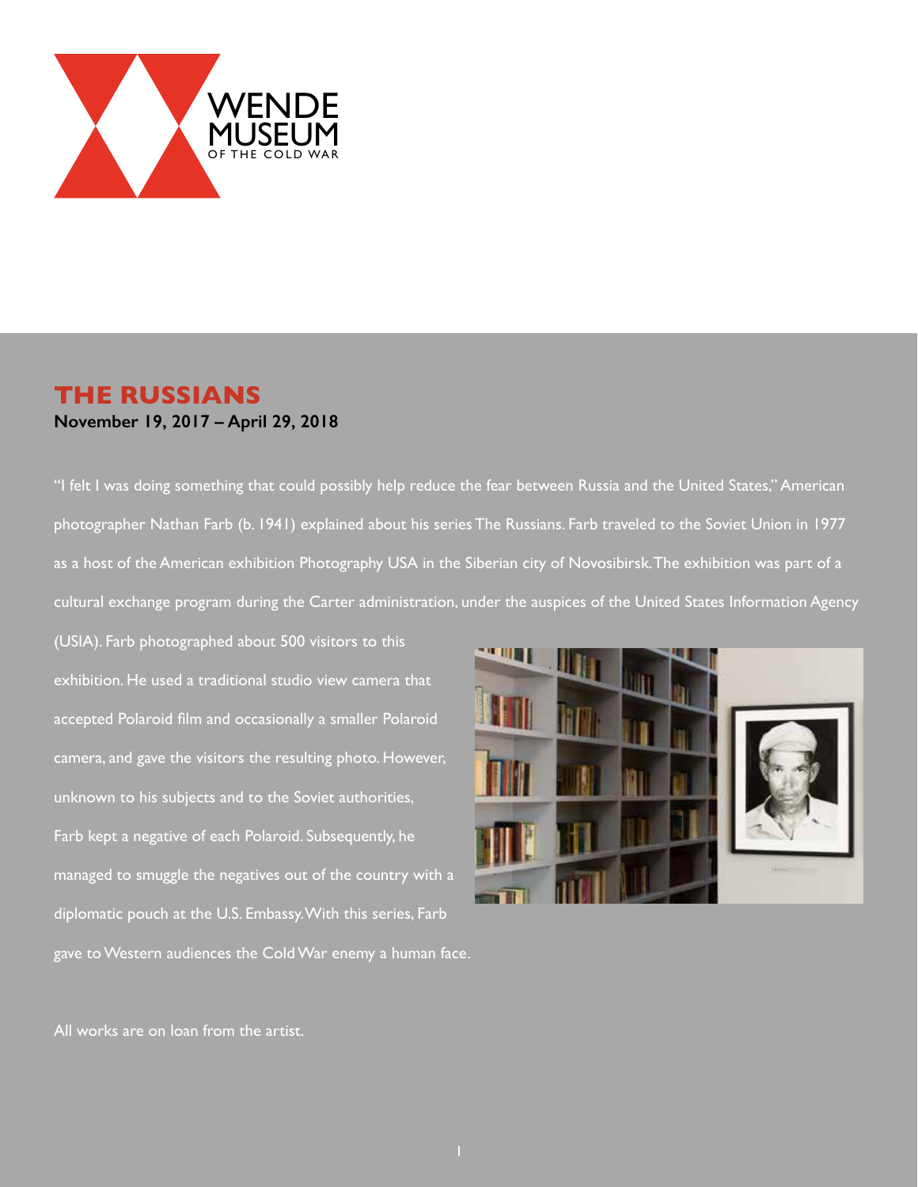WENDE MUSEUM OF THE COLD WAR

# THE RUSSIANS

**November 19, 2017 – April 29, 2018**

"I felt I was doing something that could possibly help reduce the fear between Russia and the United States," American photographer Nathan Farb (b. 1941) explained about his series The Russians. Farb traveled to the Soviet Union in 1977 as a host of the American exhibition Photography USA in the Siberian city of Novosibirsk. The exhibition was part of a cultural exchange program during the Carter administration, under the auspices of the United States Information Agency (USIA). Farb photographed about 500 visitors to this exhibition. He used a traditional studio view camera that accepted Polaroid film and occasionally a smaller Polaroid camera, and gave the visitors the resulting photo. However, unknown to his subjects and to the Soviet authorities, Farb kept a negative of each Polaroid. Subsequently, he managed to smuggle the negatives out of the country with a diplomatic pouch at the U.S. Embassy. With this series, Farb gave to Western audiences the Cold War enemy a human face.

All works are on loan from the artist.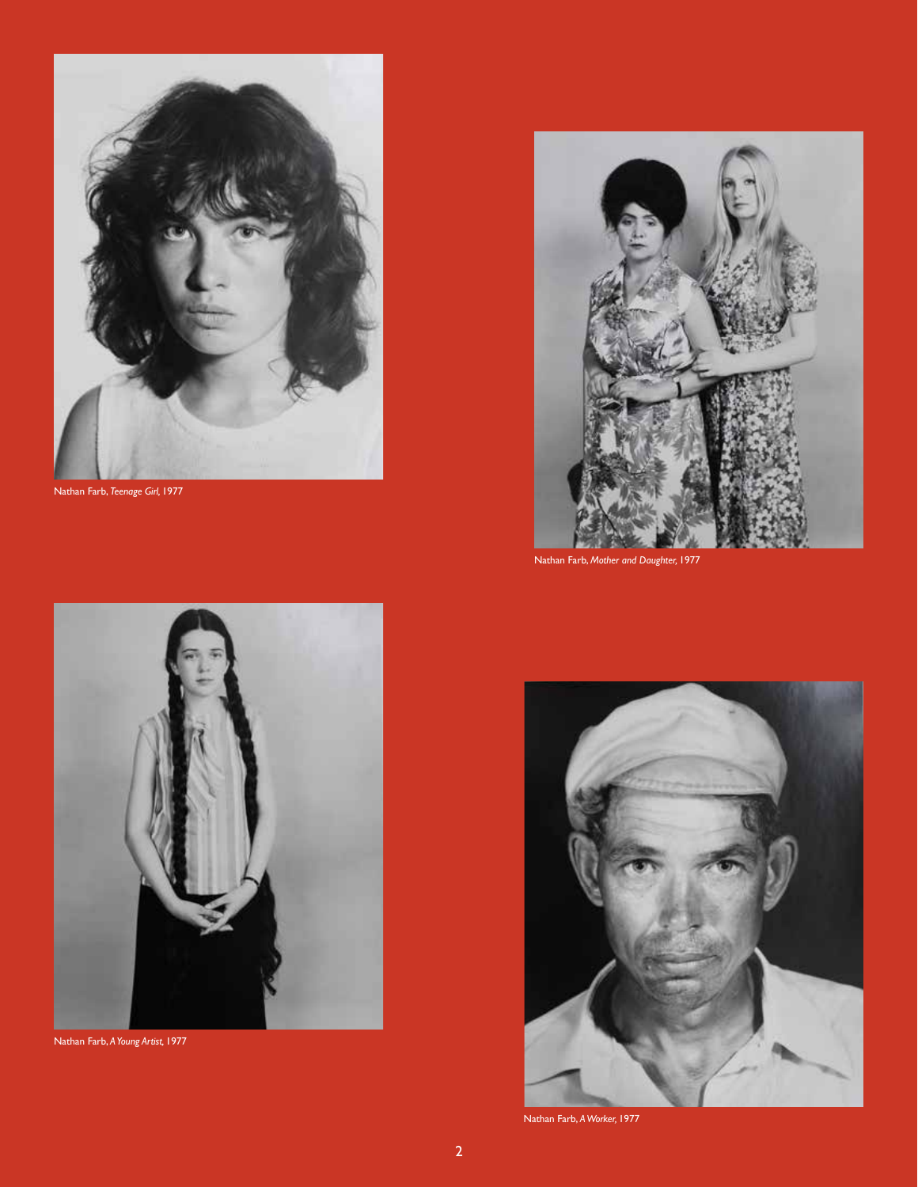Nathan Farb, *Teenage Girl*, 1977

Nathan Farb, *Mother and Daughter*, 1977

Nathan Farb, *A Young Artist*, 1977

Nathan Farb, *A Worker*, 1977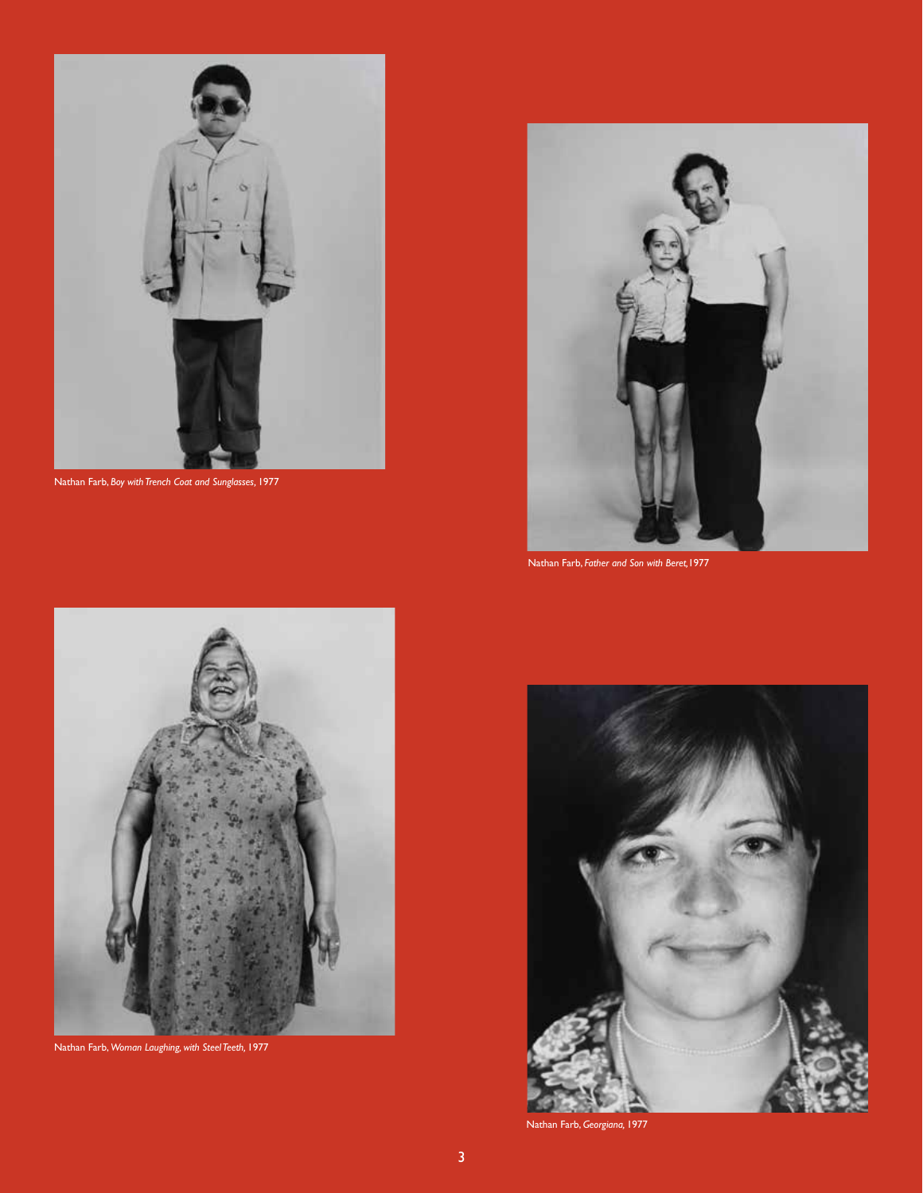Nathan Farb, *Boy with Trench Coat and Sunglasses*, 1977

Nathan Farb, *Father and Son with Beret,* 1977

Nathan Farb, *Woman Laughing, with Steel Teeth,* 1977

Nathan Farb, *Georgiana,* 1977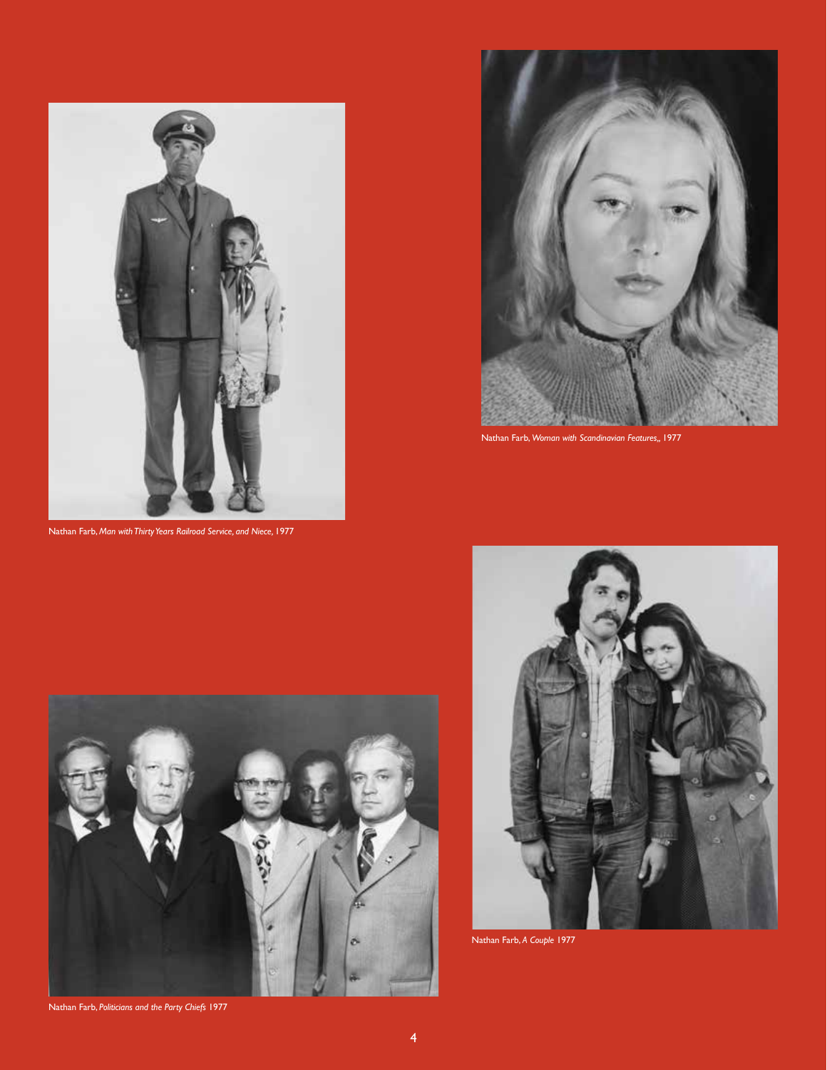Nathan Farb, *Woman with Scandinavian Features,*, 1977

Nathan Farb, *Man with Thirty Years Railroad Service, and Niece*, 1977

Nathan Farb, *A Couple* 1977

Nathan Farb, *Politicians and the Party Chiefs* 1977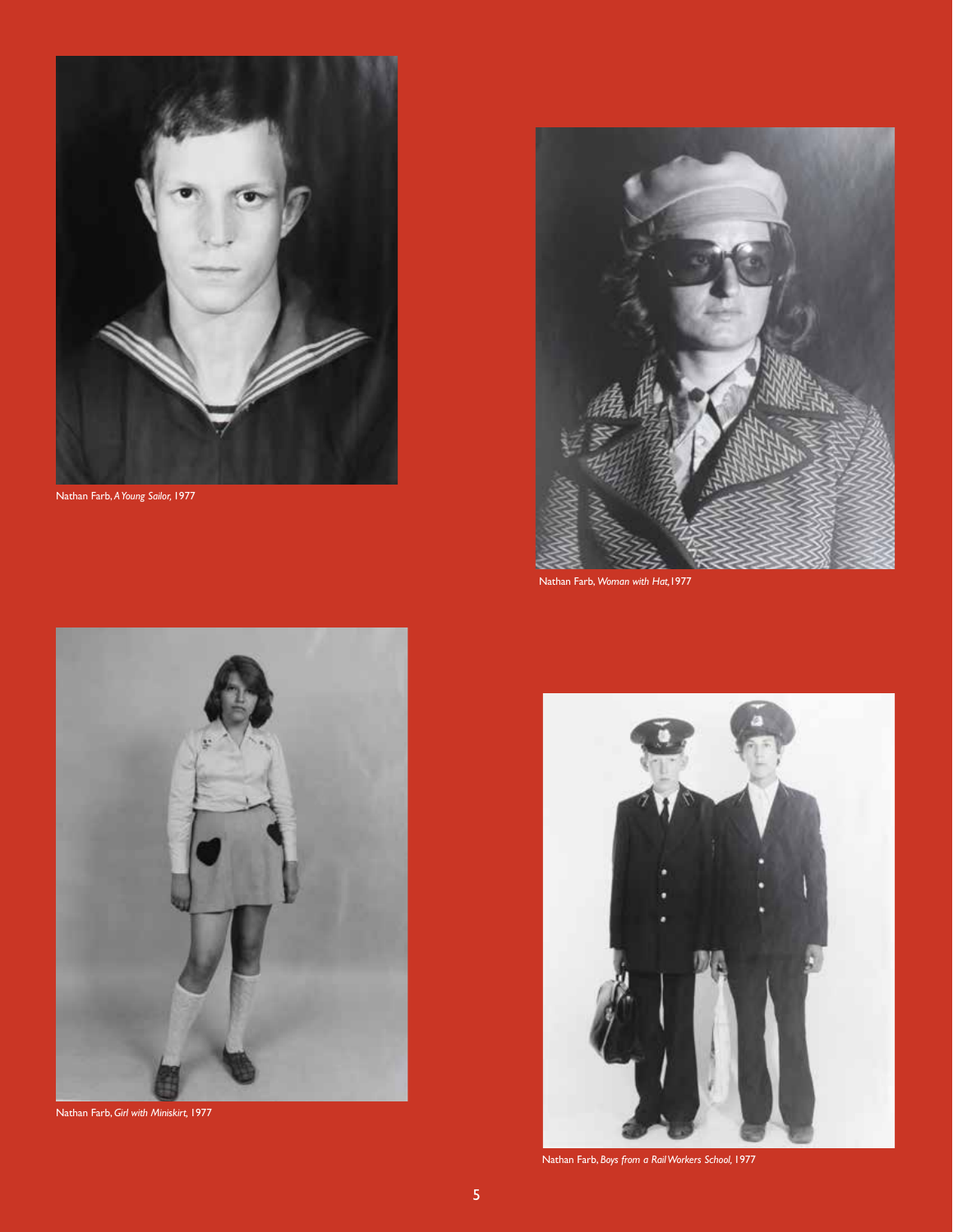Nathan Farb, *A Young Sailor,* 1977

Nathan Farb, *Woman with Hat,* 1977

Nathan Farb, *Girl with Miniskirt,* 1977

Nathan Farb, *Boys from a Rail Workers School,* 1977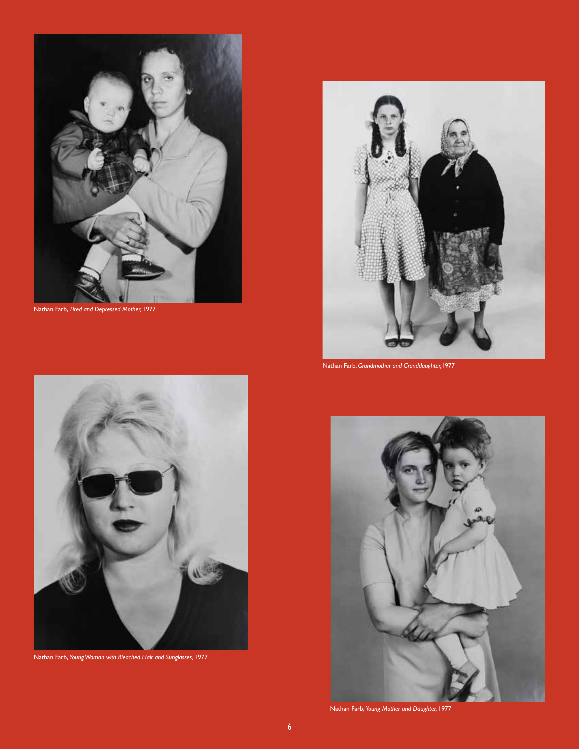Nathan Farb, *Tired and Depressed Mother*, 1977

Nathan Farb, *Grandmother and Granddaughter*, 1977

Nathan Farb, *Young Woman with Bleached Hair and Sunglasses*, 1977

Nathan Farb, *Young Mother and Daughter*, 1977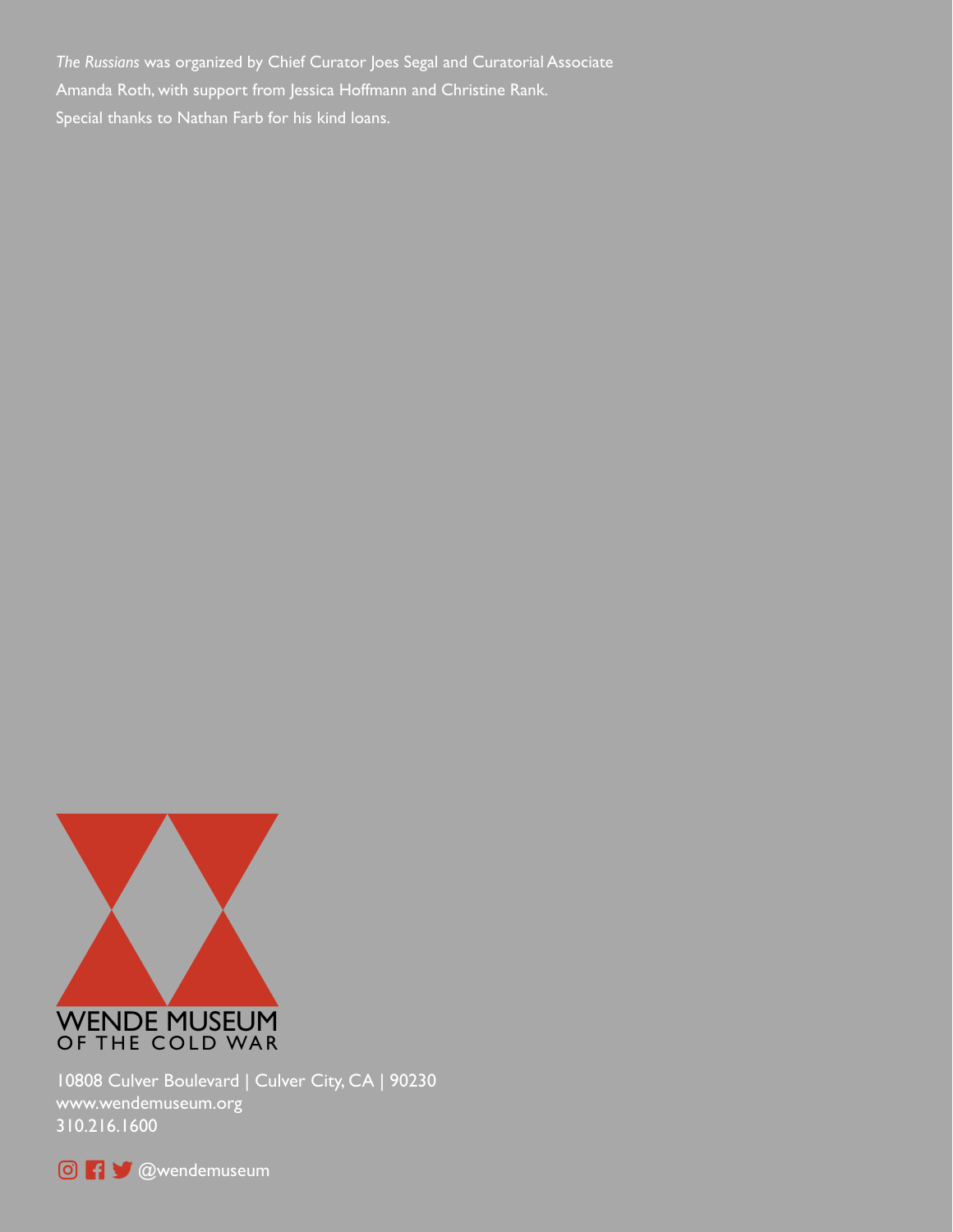*The Russians* was organized by Chief Curator Joes Segal and Curatorial Associate Amanda Roth, with support from Jessica Hoffmann and Christine Rank. Special thanks to Nathan Farb for his kind loans.

WENDE MUSEUM
OF THE COLD WAR

10808 Culver Boulevard | Culver City, CA | 90230
www.wendemuseum.org
310.216.1600

@wendemuseum